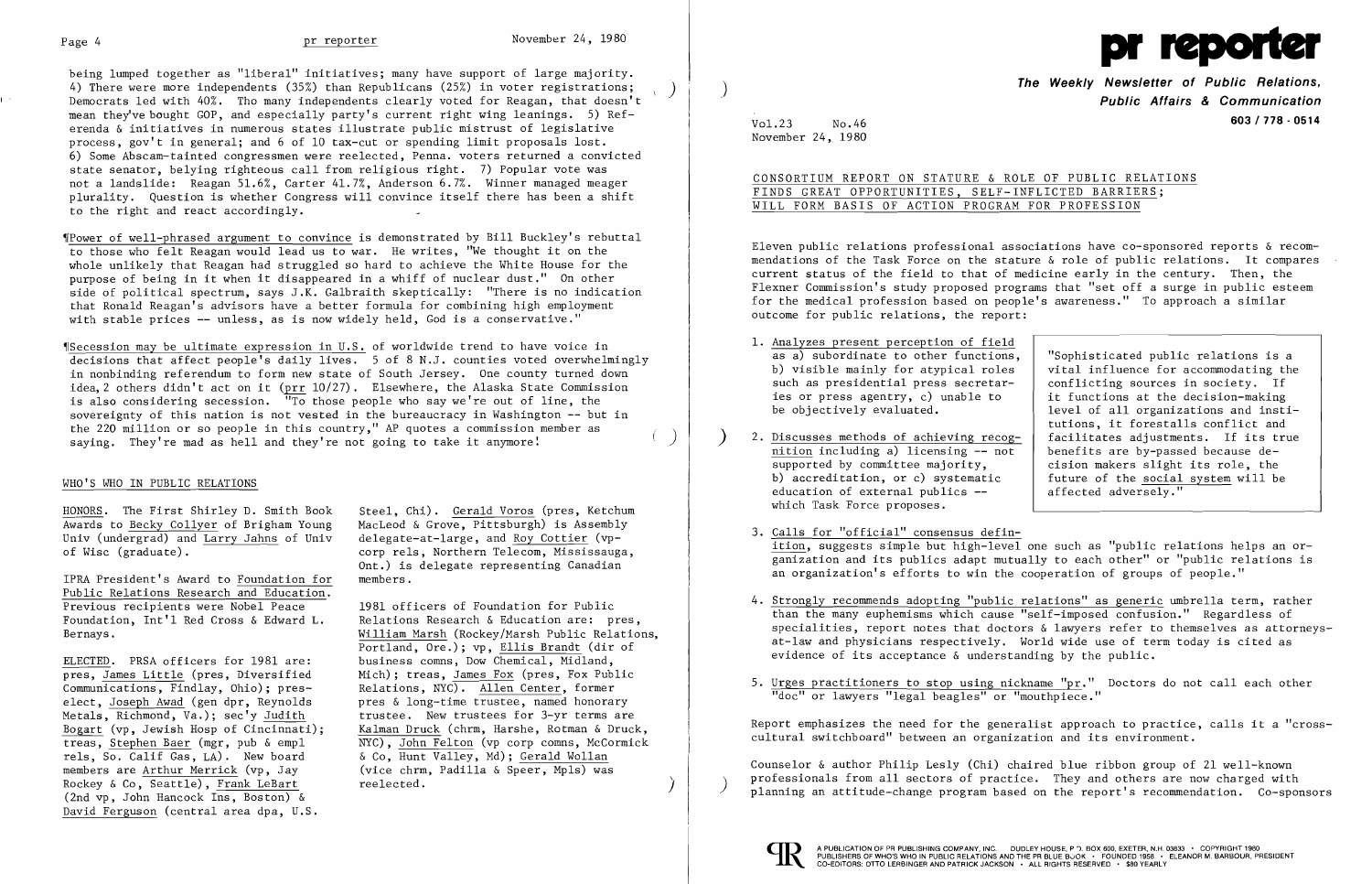being lumped together as "liberal" initiatives; many have support of large majority. 4) There were more independents (35%) than Republicans (25%) in voter registrations; Democrats led with 40%. Tho many independents clearly voted for Reagan, that doesn't mean they've bought GOP, and especially party's current right wing leanings. 5) Referenda & initiatives in numerous states illustrate public mistrust of legislative process, gov't in general; and 6 of 10 tax-cut or spending limit proposals lost. 6) Some Abscam-tainted congressmen were reelected, Penna. voters returned a convicted state senator, belying righteous call from religious right. 7) Popular vote was not a landslide: Reagan 51.6%, Carter 41.7%, Anderson 6.7%. Winner managed meager plurality. Question is whether Congress will convince itself there has been a shift to the right and react accordingly.

¶Power of well-phrased argument to convince is demonstrated by Bill Buckley's rebuttal to those who felt Reagan would lead us to war. He writes, "We thought it on the whole unlikely that Reagan had struggled so hard to achieve the White House for the purpose of being in it when it disappeared in a whiff of nuclear dust." On other side of political spectrum, says J.K. Galbraith skeptically: "There is no indication that Ronald Reagan's advisors have a better formula for combining high employment with stable prices -- unless, as is now widely held, God is a conservative."

¶Secession may be ultimate expression in U.S. of worldwide trend to have voice in decisions that affect people's daily lives. 5 of 8 N.J. counties voted overwhelmingly in nonbinding referendum to form new state of South Jersey. One county turned down idea, 2 others didn't act on it (prr 10/27). Elsewhere, the Alaska State Commission is also considering secession. "To those people who say we're out of line, the sovereignty of this nation is not vested in the bureaucracy in Washington -- but in the 220 million or so people in this country," AP quotes a commission member as saying. They're mad as hell and they're not going to take it anymore!

## WHO'S WHO IN PUBLIC RELATIONS

HONORS. The First Shirley D. Smith Book Awards to Becky Collyer of Brigham Young Univ (undergrad) and Larry Jahns of Univ of Wisc (graduate).

IPRA President's Award to Foundation for Public Relations Research and Education. Previous recipients were Nobel Peace Foundation, Int'l Red Cross & Edward L. Bernays.

ELECTED. PRSA officers for 1981 are: pres, James Little (pres, Diversified Communications, Findlay, Ohio); pres-elect, Joseph Awad (gen dpr, Reynolds Metals, Richmond, Va.); sec'y Judith Bogart (vp, Jewish Hosp of Cincinnati); treas, Stephen Baer (mgr, pub & empl rels, So. Calif Gas, LA). New board members are Arthur Merrick (vp, Jay Rockey & Co, Seattle), Frank LeBart (2nd vp, John Hancock Ins, Boston) & David Ferguson (central area dpa, U.S. Steel, Chi). Gerald Voros (pres, Ketchum MacLeod & Grove, Pittsburgh) is Assembly delegate-at-large, and Roy Cottier (vp-corp rels, Northern Telecom, Mississauga, Ont.) is delegate representing Canadian members.

1981 officers of Foundation for Public Relations Research & Education are: pres, William Marsh (Rockey/Marsh Public Relations, Portland, Ore.); vp, Ellis Brandt (dir of business comns, Dow Chemical, Midland, Mich); treas, James Fox (pres, Fox Public Relations, NYC). Allen Center, former pres & long-time trustee, named honorary trustee. New trustees for 3-yr terms are Kalman Druck (chrm, Harshe, Rotman & Druck, NYC), John Felton (vp corp comns, McCormick & Co, Hunt Valley, Md); Gerald Wollan (vice chrm, Padilla & Speer, Mpls) was reelected.

# pr reporter

**The Weekly Newsletter of Public Relations, Public Affairs & Communication**

603 / 778 - 0514

Vol.23 No.46
November 24, 1980

## CONSORTIUM REPORT ON STATURE & ROLE OF PUBLIC RELATIONS FINDS GREAT OPPORTUNITIES, SELF-INFLICTED BARRIERS; WILL FORM BASIS OF ACTION PROGRAM FOR PROFESSION

Eleven public relations professional associations have co-sponsored reports & recommendations of the Task Force on the stature & role of public relations. It compares current status of the field to that of medicine early in the century. Then, the Flexner Commission's study proposed programs that "set off a surge in public esteem for the medical profession based on people's awareness." To approach a similar outcome for public relations, the report:

1. Analyzes present perception of field as a) subordinate to other functions, b) visible mainly for atypical roles such as presidential press secretaries or press agentry, c) unable to be objectively evaluated.

2. Discusses methods of achieving recognition including a) licensing -- not supported by committee majority, b) accreditation, or c) systematic education of external publics -- which Task Force proposes.

> "Sophisticated public relations is a vital influence for accommodating the conflicting sources in society. If it functions at the decision-making level of all organizations and institutions, it forestalls conflict and facilitates adjustments. If its true benefits are by-passed because decision makers slight its role, the future of the social system will be affected adversely."

3. Calls for "official" consensus definition, suggests simple but high-level one such as "public relations helps an organization and its publics adapt mutually to each other" or "public relations is an organization's efforts to win the cooperation of groups of people."

4. Strongly recommends adopting "public relations" as generic umbrella term, rather than the many euphemisms which cause "self-imposed confusion." Regardless of specialities, report notes that doctors & lawyers refer to themselves as attorneys-at-law and physicians respectively. World wide use of term today is cited as evidence of its acceptance & understanding by the public.

5. Urges practitioners to stop using nickname "pr." Doctors do not call each other "doc" or lawyers "legal beagles" or "mouthpiece."

Report emphasizes the need for the generalist approach to practice, calls it a "cross-cultural switchboard" between an organization and its environment.

Counselor & author Philip Lesly (Chi) chaired blue ribbon group of 21 well-known professionals from all sectors of practice. They and others are now charged with planning an attitude-change program based on the report's recommendation. Co-sponsors

A PUBLICATION OF PR PUBLISHING COMPANY, INC. DUDLEY HOUSE, P.O. BOX 600, EXETER, N.H. 03833 • COPYRIGHT 1980 PUBLISHERS OF WHO'S WHO IN PUBLIC RELATIONS AND THE PR BLUE BOOK • FOUNDED 1958 • ELEANOR M. BARBOUR, PRESIDENT CO-EDITORS: OTTO LERBINGER AND PATRICK JACKSON • ALL RIGHTS RESERVED • $80 YEARLY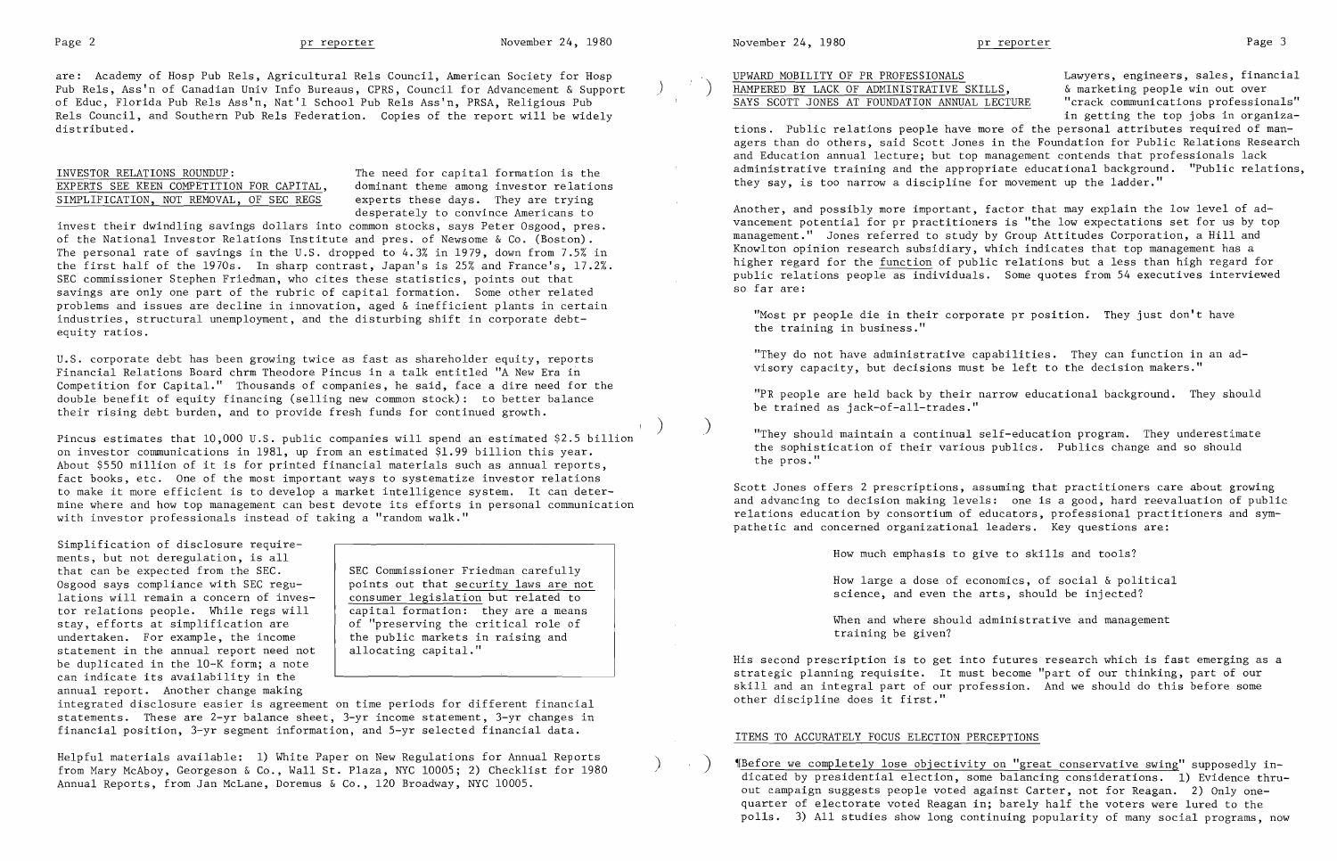are: Academy of Hosp Pub Rels, Agricultural Rels Council, American Society for Hosp Pub Rels, Ass'n of Canadian Univ Info Bureaus, CPRS, Council for Advancement & Support of Educ, Florida Pub Rels Ass'n, Nat'l School Pub Rels Ass'n, PRSA, Religious Pub Rels Council, and Southern Pub Rels Federation. Copies of the report will be widely distributed.

INVESTOR RELATIONS ROUNDUP: EXPERTS SEE KEEN COMPETITION FOR CAPITAL, SIMPLIFICATION, NOT REMOVAL, OF SEC REGS

The need for capital formation is the dominant theme among investor relations experts these days. They are trying desperately to convince Americans to invest their dwindling savings dollars into common stocks, says Peter Osgood, pres. of the National Investor Relations Institute and pres. of Newsome & Co. (Boston). The personal rate of savings in the U.S. dropped to 4.3% in 1979, down from 7.5% in the first half of the 1970s. In sharp contrast, Japan's is 25% and France's, 17.2%. SEC commissioner Stephen Friedman, who cites these statistics, points out that savings are only one part of the rubric of capital formation. Some other related problems and issues are decline in innovation, aged & inefficient plants in certain industries, structural unemployment, and the disturbing shift in corporate debt-equity ratios.

U.S. corporate debt has been growing twice as fast as shareholder equity, reports Financial Relations Board chrm Theodore Pincus in a talk entitled "A New Era in Competition for Capital." Thousands of companies, he said, face a dire need for the double benefit of equity financing (selling new common stock): to better balance their rising debt burden, and to provide fresh funds for continued growth.

Pincus estimates that 10,000 U.S. public companies will spend an estimated $2.5 billion on investor communications in 1981, up from an estimated $1.99 billion this year. About $550 million of it is for printed financial materials such as annual reports, fact books, etc. One of the most important ways to systematize investor relations to make it more efficient is to develop a market intelligence system. It can determine where and how top management can best devote its efforts in personal communication with investor professionals instead of taking a "random walk."

Simplification of disclosure requirements, but not deregulation, is all that can be expected from the SEC. Osgood says compliance with SEC regulations will remain a concern of investor relations people. While regs will stay, efforts at simplification are undertaken. For example, the income statement in the annual report need not be duplicated in the 10-K form; a note can indicate its availability in the annual report. Another change making integrated disclosure easier is agreement on time periods for different financial statements. These are 2-yr balance sheet, 3-yr income statement, 3-yr changes in financial position, 3-yr segment information, and 5-yr selected financial data.

> SEC Commissioner Friedman carefully points out that security laws are not consumer legislation but related to capital formation: they are a means of "preserving the critical role of the public markets in raising and allocating capital."

Helpful materials available: 1) White Paper on New Regulations for Annual Reports from Mary McAboy, Georgeson & Co., Wall St. Plaza, NYC 10005; 2) Checklist for 1980 Annual Reports, from Jan McLane, Doremus & Co., 120 Broadway, NYC 10005.

UPWARD MOBILITY OF PR PROFESSIONALS HAMPERED BY LACK OF ADMINISTRATIVE SKILLS, SAYS SCOTT JONES AT FOUNDATION ANNUAL LECTURE

Lawyers, engineers, sales, financial & marketing people win out over "crack communications professionals" in getting the top jobs in organizations. Public relations people have more of the personal attributes required of managers than do others, said Scott Jones in the Foundation for Public Relations Research and Education annual lecture; but top management contends that professionals lack administrative training and the appropriate educational background. "Public relations, they say, is too narrow a discipline for movement up the ladder."

Another, and possibly more important, factor that may explain the low level of advancement potential for pr practitioners is "the low expectations set for us by top management." Jones referred to study by Group Attitudes Corporation, a Hill and Knowlton opinion research subsidiary, which indicates that top management has a higher regard for the function of public relations but a less than high regard for public relations people as individuals. Some quotes from 54 executives interviewed so far are:

"Most pr people die in their corporate pr position. They just don't have the training in business."

"They do not have administrative capabilities. They can function in an advisory capacity, but decisions must be left to the decision makers."

"PR people are held back by their narrow educational background. They should be trained as jack-of-all-trades."

"They should maintain a continual self-education program. They underestimate the sophistication of their various publics. Publics change and so should the pros."

Scott Jones offers 2 prescriptions, assuming that practitioners care about growing and advancing to decision making levels: one is a good, hard reevaluation of public relations education by consortium of educators, professional practitioners and sympathetic and concerned organizational leaders. Key questions are:

How much emphasis to give to skills and tools?

How large a dose of economics, of social & political science, and even the arts, should be injected?

When and where should administrative and management training be given?

His second prescription is to get into futures research which is fast emerging as a strategic planning requisite. It must become "part of our thinking, part of our skill and an integral part of our profession. And we should do this before some other discipline does it first."

ITEMS TO ACCURATELY FOCUS ELECTION PERCEPTIONS

¶Before we completely lose objectivity on "great conservative swing" supposedly indicated by presidential election, some balancing considerations. 1) Evidence thru-out campaign suggests people voted against Carter, not for Reagan. 2) Only one-quarter of electorate voted Reagan in; barely half the voters were lured to the polls. 3) All studies show long continuing popularity of many social programs, now